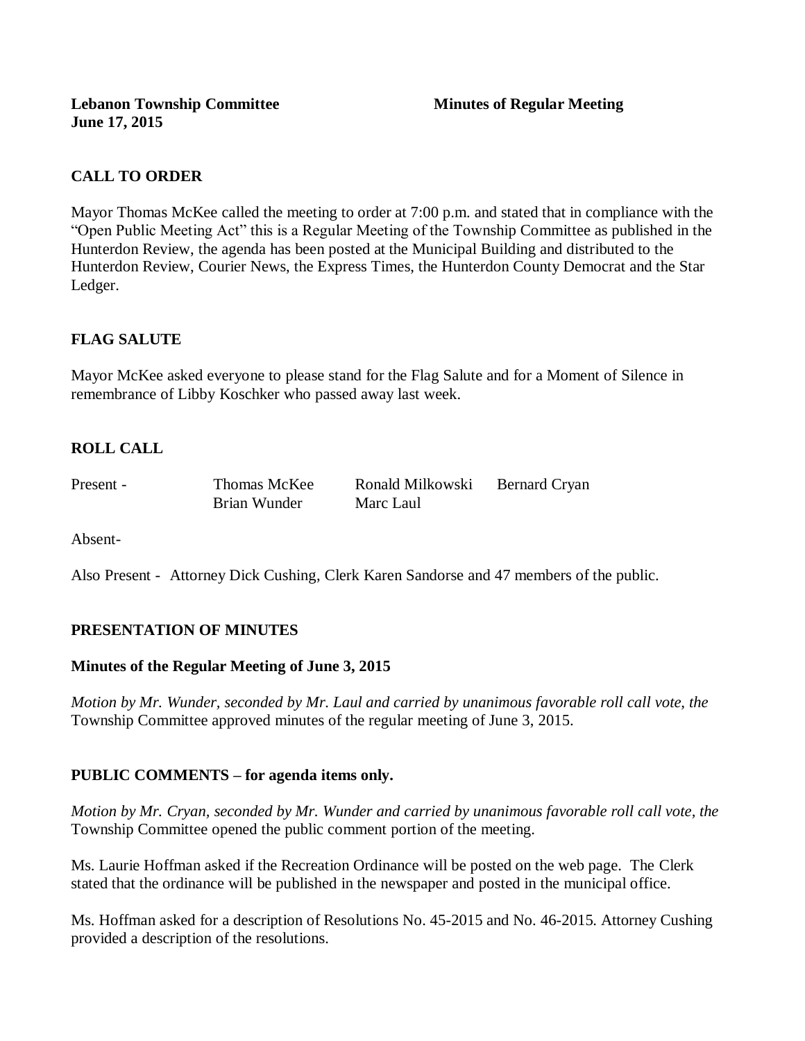**Lebanon Township Committee** **Minutes of Regular Meeting**
**June 17, 2015**

## CALL TO ORDER

Mayor Thomas McKee called the meeting to order at 7:00 p.m. and stated that in compliance with the "Open Public Meeting Act" this is a Regular Meeting of the Township Committee as published in the Hunterdon Review, the agenda has been posted at the Municipal Building and distributed to the Hunterdon Review, Courier News, the Express Times, the Hunterdon County Democrat and the Star Ledger.

## FLAG SALUTE

Mayor McKee asked everyone to please stand for the Flag Salute and for a Moment of Silence in remembrance of Libby Koschker who passed away last week.

## ROLL CALL

| Present - | Thomas McKee | Ronald Milkowski | Bernard Cryan |
|---|---|---|---|
| | Brian Wunder | Marc Laul | |

Absent-

Also Present - Attorney Dick Cushing, Clerk Karen Sandorse and 47 members of the public.

## PRESENTATION OF MINUTES

### Minutes of the Regular Meeting of June 3, 2015

*Motion by Mr. Wunder, seconded by Mr. Laul and carried by unanimous favorable roll call vote, the* Township Committee approved minutes of the regular meeting of June 3, 2015.

## PUBLIC COMMENTS – for agenda items only.

*Motion by Mr. Cryan, seconded by Mr. Wunder and carried by unanimous favorable roll call vote, the* Township Committee opened the public comment portion of the meeting.

Ms. Laurie Hoffman asked if the Recreation Ordinance will be posted on the web page. The Clerk stated that the ordinance will be published in the newspaper and posted in the municipal office.

Ms. Hoffman asked for a description of Resolutions No. 45-2015 and No. 46-2015. Attorney Cushing provided a description of the resolutions.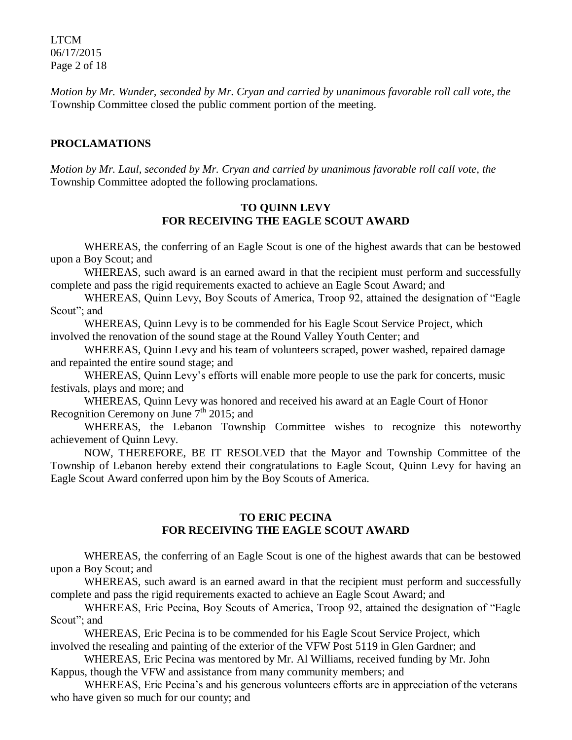*Motion by Mr. Wunder, seconded by Mr. Cryan and carried by unanimous favorable roll call vote, the* Township Committee closed the public comment portion of the meeting.

## PROCLAMATIONS

*Motion by Mr. Laul, seconded by Mr. Cryan and carried by unanimous favorable roll call vote, the* Township Committee adopted the following proclamations.

### TO QUINN LEVY
### FOR RECEIVING THE EAGLE SCOUT AWARD

WHEREAS, the conferring of an Eagle Scout is one of the highest awards that can be bestowed upon a Boy Scout; and

WHEREAS, such award is an earned award in that the recipient must perform and successfully complete and pass the rigid requirements exacted to achieve an Eagle Scout Award; and

WHEREAS, Quinn Levy, Boy Scouts of America, Troop 92, attained the designation of "Eagle Scout"; and

WHEREAS, Quinn Levy is to be commended for his Eagle Scout Service Project, which involved the renovation of the sound stage at the Round Valley Youth Center; and

WHEREAS, Quinn Levy and his team of volunteers scraped, power washed, repaired damage and repainted the entire sound stage; and

WHEREAS, Quinn Levy's efforts will enable more people to use the park for concerts, music festivals, plays and more; and

WHEREAS, Quinn Levy was honored and received his award at an Eagle Court of Honor Recognition Ceremony on June 7th 2015; and

WHEREAS, the Lebanon Township Committee wishes to recognize this noteworthy achievement of Quinn Levy.

NOW, THEREFORE, BE IT RESOLVED that the Mayor and Township Committee of the Township of Lebanon hereby extend their congratulations to Eagle Scout, Quinn Levy for having an Eagle Scout Award conferred upon him by the Boy Scouts of America.

### TO ERIC PECINA
### FOR RECEIVING THE EAGLE SCOUT AWARD

WHEREAS, the conferring of an Eagle Scout is one of the highest awards that can be bestowed upon a Boy Scout; and

WHEREAS, such award is an earned award in that the recipient must perform and successfully complete and pass the rigid requirements exacted to achieve an Eagle Scout Award; and

WHEREAS, Eric Pecina, Boy Scouts of America, Troop 92, attained the designation of "Eagle Scout"; and

WHEREAS, Eric Pecina is to be commended for his Eagle Scout Service Project, which involved the resealing and painting of the exterior of the VFW Post 5119 in Glen Gardner; and

WHEREAS, Eric Pecina was mentored by Mr. Al Williams, received funding by Mr. John Kappus, though the VFW and assistance from many community members; and

WHEREAS, Eric Pecina's and his generous volunteers efforts are in appreciation of the veterans who have given so much for our county; and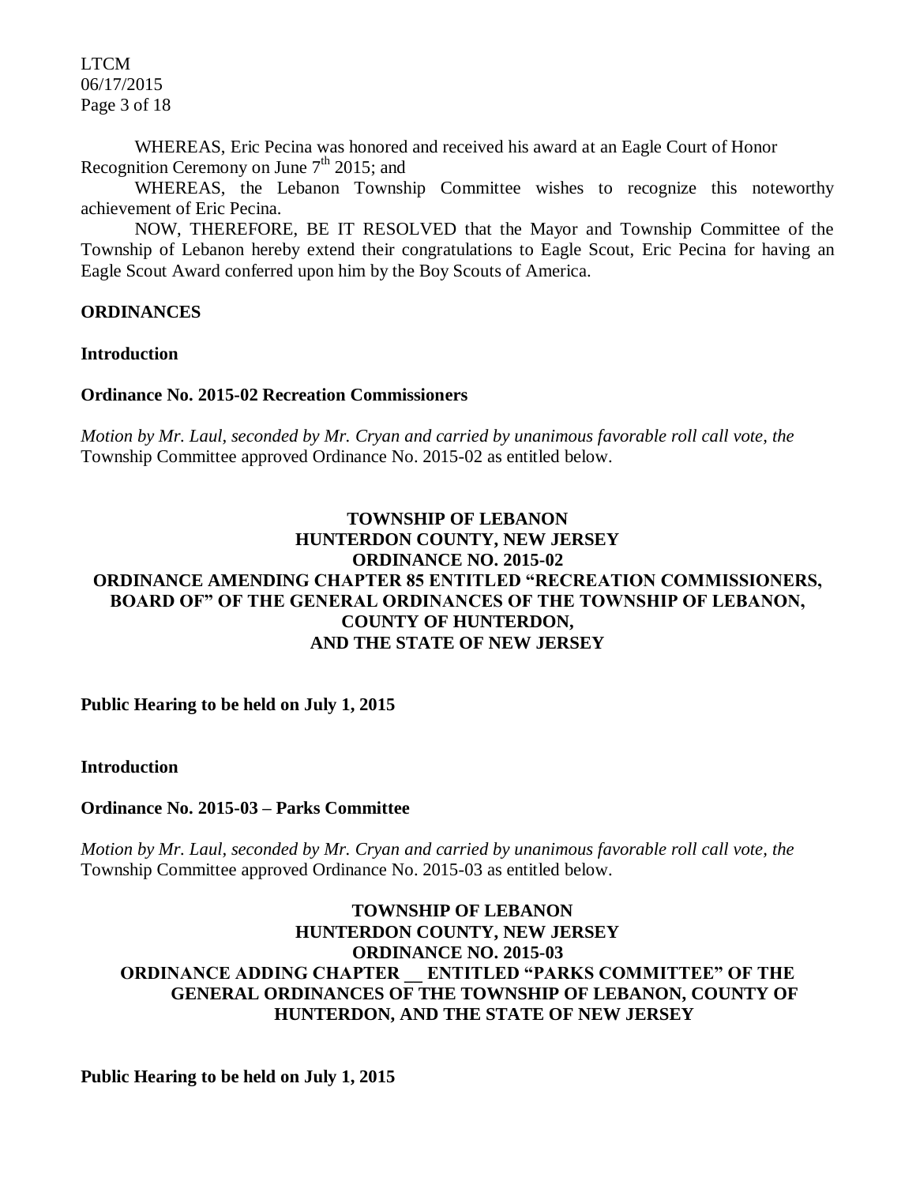WHEREAS, Eric Pecina was honored and received his award at an Eagle Court of Honor Recognition Ceremony on June 7th 2015; and

WHEREAS, the Lebanon Township Committee wishes to recognize this noteworthy achievement of Eric Pecina.

NOW, THEREFORE, BE IT RESOLVED that the Mayor and Township Committee of the Township of Lebanon hereby extend their congratulations to Eagle Scout, Eric Pecina for having an Eagle Scout Award conferred upon him by the Boy Scouts of America.

**ORDINANCES**

**Introduction**

**Ordinance No. 2015-02 Recreation Commissioners**

*Motion by Mr. Laul, seconded by Mr. Cryan and carried by unanimous favorable roll call vote, the* Township Committee approved Ordinance No. 2015-02 as entitled below.

**TOWNSHIP OF LEBANON**
**HUNTERDON COUNTY, NEW JERSEY**
**ORDINANCE NO. 2015-02**
**ORDINANCE AMENDING CHAPTER 85 ENTITLED "RECREATION COMMISSIONERS, BOARD OF" OF THE GENERAL ORDINANCES OF THE TOWNSHIP OF LEBANON, COUNTY OF HUNTERDON, AND THE STATE OF NEW JERSEY**

**Public Hearing to be held on July 1, 2015**

**Introduction**

**Ordinance No. 2015-03 – Parks Committee**

*Motion by Mr. Laul, seconded by Mr. Cryan and carried by unanimous favorable roll call vote, the* Township Committee approved Ordinance No. 2015-03 as entitled below.

**TOWNSHIP OF LEBANON**
**HUNTERDON COUNTY, NEW JERSEY**
**ORDINANCE NO. 2015-03**
**ORDINANCE ADDING CHAPTER __ ENTITLED "PARKS COMMITTEE" OF THE GENERAL ORDINANCES OF THE TOWNSHIP OF LEBANON, COUNTY OF HUNTERDON, AND THE STATE OF NEW JERSEY**

**Public Hearing to be held on July 1, 2015**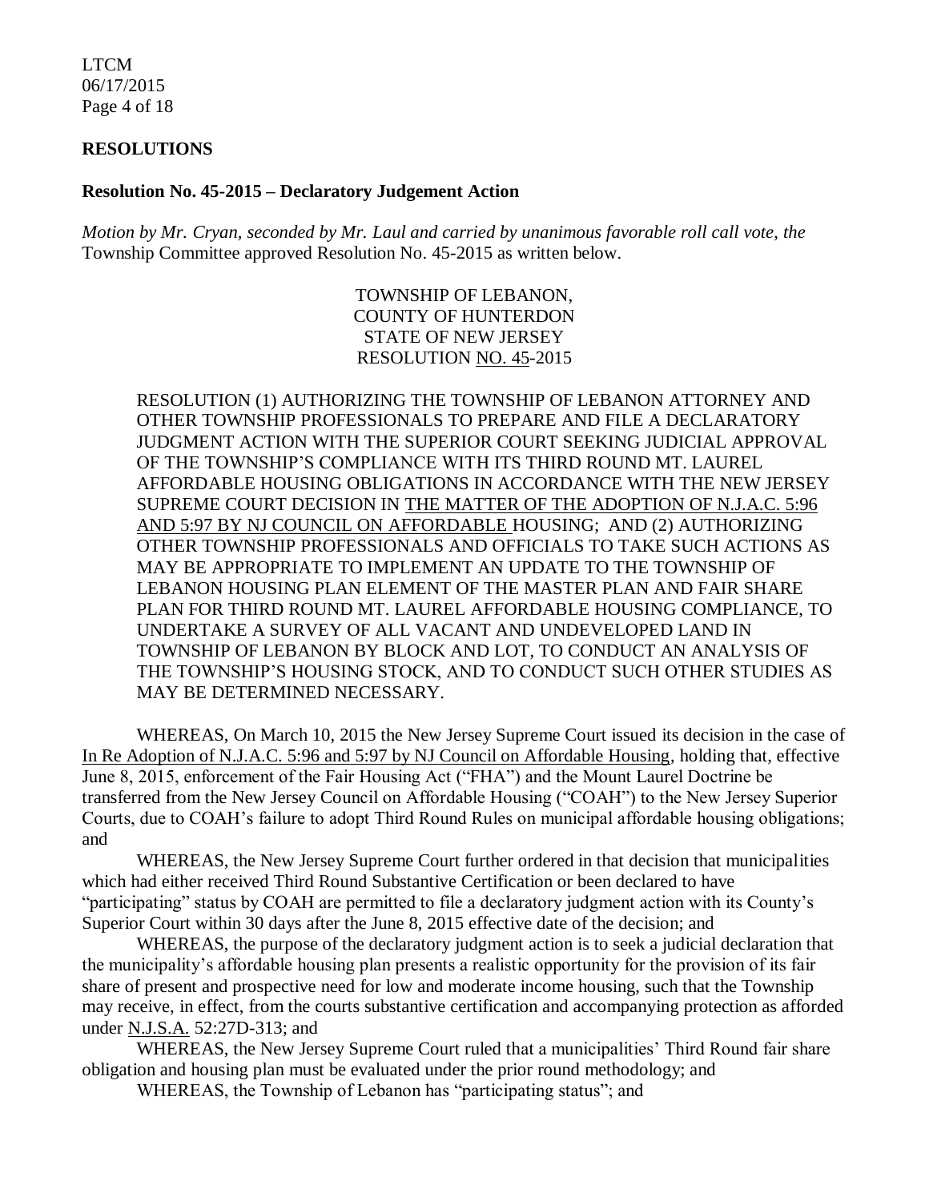## RESOLUTIONS

### Resolution No. 45-2015 – Declaratory Judgement Action

*Motion by Mr. Cryan, seconded by Mr. Laul and carried by unanimous favorable roll call vote, the* Township Committee approved Resolution No. 45-2015 as written below.

TOWNSHIP OF LEBANON,
COUNTY OF HUNTERDON
STATE OF NEW JERSEY
RESOLUTION NO. 45-2015

RESOLUTION (1) AUTHORIZING THE TOWNSHIP OF LEBANON ATTORNEY AND OTHER TOWNSHIP PROFESSIONALS TO PREPARE AND FILE A DECLARATORY JUDGMENT ACTION WITH THE SUPERIOR COURT SEEKING JUDICIAL APPROVAL OF THE TOWNSHIP'S COMPLIANCE WITH ITS THIRD ROUND MT. LAUREL AFFORDABLE HOUSING OBLIGATIONS IN ACCORDANCE WITH THE NEW JERSEY SUPREME COURT DECISION IN THE MATTER OF THE ADOPTION OF N.J.A.C. 5:96 AND 5:97 BY NJ COUNCIL ON AFFORDABLE HOUSING; AND (2) AUTHORIZING OTHER TOWNSHIP PROFESSIONALS AND OFFICIALS TO TAKE SUCH ACTIONS AS MAY BE APPROPRIATE TO IMPLEMENT AN UPDATE TO THE TOWNSHIP OF LEBANON HOUSING PLAN ELEMENT OF THE MASTER PLAN AND FAIR SHARE PLAN FOR THIRD ROUND MT. LAUREL AFFORDABLE HOUSING COMPLIANCE, TO UNDERTAKE A SURVEY OF ALL VACANT AND UNDEVELOPED LAND IN TOWNSHIP OF LEBANON BY BLOCK AND LOT, TO CONDUCT AN ANALYSIS OF THE TOWNSHIP'S HOUSING STOCK, AND TO CONDUCT SUCH OTHER STUDIES AS MAY BE DETERMINED NECESSARY.

WHEREAS, On March 10, 2015 the New Jersey Supreme Court issued its decision in the case of In Re Adoption of N.J.A.C. 5:96 and 5:97 by NJ Council on Affordable Housing, holding that, effective June 8, 2015, enforcement of the Fair Housing Act ("FHA") and the Mount Laurel Doctrine be transferred from the New Jersey Council on Affordable Housing ("COAH") to the New Jersey Superior Courts, due to COAH's failure to adopt Third Round Rules on municipal affordable housing obligations; and

WHEREAS, the New Jersey Supreme Court further ordered in that decision that municipalities which had either received Third Round Substantive Certification or been declared to have "participating" status by COAH are permitted to file a declaratory judgment action with its County's Superior Court within 30 days after the June 8, 2015 effective date of the decision; and

WHEREAS, the purpose of the declaratory judgment action is to seek a judicial declaration that the municipality's affordable housing plan presents a realistic opportunity for the provision of its fair share of present and prospective need for low and moderate income housing, such that the Township may receive, in effect, from the courts substantive certification and accompanying protection as afforded under N.J.S.A. 52:27D-313; and

WHEREAS, the New Jersey Supreme Court ruled that a municipalities' Third Round fair share obligation and housing plan must be evaluated under the prior round methodology; and

WHEREAS, the Township of Lebanon has "participating status"; and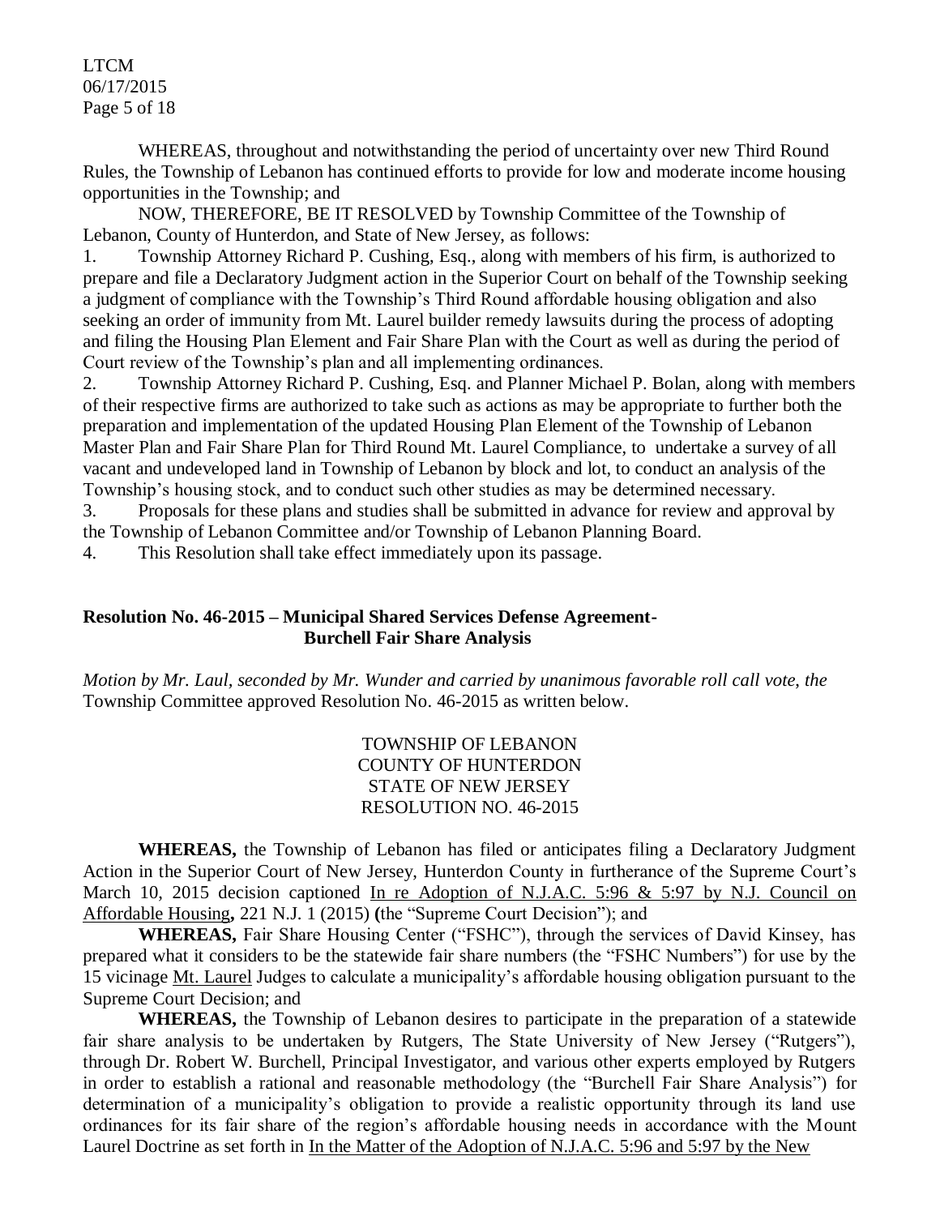WHEREAS, throughout and notwithstanding the period of uncertainty over new Third Round Rules, the Township of Lebanon has continued efforts to provide for low and moderate income housing opportunities in the Township; and

NOW, THEREFORE, BE IT RESOLVED by Township Committee of the Township of Lebanon, County of Hunterdon, and State of New Jersey, as follows:

1. Township Attorney Richard P. Cushing, Esq., along with members of his firm, is authorized to prepare and file a Declaratory Judgment action in the Superior Court on behalf of the Township seeking a judgment of compliance with the Township's Third Round affordable housing obligation and also seeking an order of immunity from Mt. Laurel builder remedy lawsuits during the process of adopting and filing the Housing Plan Element and Fair Share Plan with the Court as well as during the period of Court review of the Township's plan and all implementing ordinances.
2. Township Attorney Richard P. Cushing, Esq. and Planner Michael P. Bolan, along with members of their respective firms are authorized to take such as actions as may be appropriate to further both the preparation and implementation of the updated Housing Plan Element of the Township of Lebanon Master Plan and Fair Share Plan for Third Round Mt. Laurel Compliance, to undertake a survey of all vacant and undeveloped land in Township of Lebanon by block and lot, to conduct an analysis of the Township's housing stock, and to conduct such other studies as may be determined necessary.
3. Proposals for these plans and studies shall be submitted in advance for review and approval by the Township of Lebanon Committee and/or Township of Lebanon Planning Board.
4. This Resolution shall take effect immediately upon its passage.

**Resolution No. 46-2015 – Municipal Shared Services Defense Agreement- Burchell Fair Share Analysis**

*Motion by Mr. Laul, seconded by Mr. Wunder and carried by unanimous favorable roll call vote, the* Township Committee approved Resolution No. 46-2015 as written below.

TOWNSHIP OF LEBANON
COUNTY OF HUNTERDON
STATE OF NEW JERSEY
RESOLUTION NO. 46-2015

**WHEREAS,** the Township of Lebanon has filed or anticipates filing a Declaratory Judgment Action in the Superior Court of New Jersey, Hunterdon County in furtherance of the Supreme Court's March 10, 2015 decision captioned In re Adoption of N.J.A.C. 5:96 & 5:97 by N.J. Council on Affordable Housing**,** 221 N.J. 1 (2015) **(**the "Supreme Court Decision"); and

**WHEREAS,** Fair Share Housing Center ("FSHC"), through the services of David Kinsey, has prepared what it considers to be the statewide fair share numbers (the "FSHC Numbers") for use by the 15 vicinage Mt. Laurel Judges to calculate a municipality's affordable housing obligation pursuant to the Supreme Court Decision; and

**WHEREAS,** the Township of Lebanon desires to participate in the preparation of a statewide fair share analysis to be undertaken by Rutgers, The State University of New Jersey ("Rutgers"), through Dr. Robert W. Burchell, Principal Investigator, and various other experts employed by Rutgers in order to establish a rational and reasonable methodology (the "Burchell Fair Share Analysis") for determination of a municipality's obligation to provide a realistic opportunity through its land use ordinances for its fair share of the region's affordable housing needs in accordance with the Mount Laurel Doctrine as set forth in In the Matter of the Adoption of N.J.A.C. 5:96 and 5:97 by the New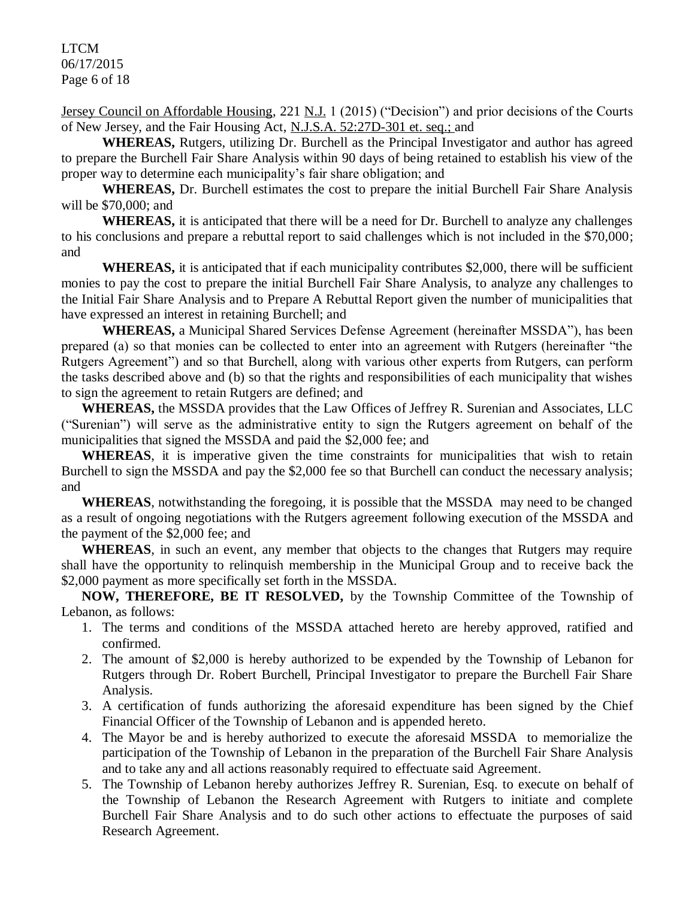Jersey Council on Affordable Housing, 221 N.J. 1 (2015) ("Decision") and prior decisions of the Courts of New Jersey, and the Fair Housing Act, N.J.S.A. 52:27D-301 et. seq.; and

**WHEREAS,** Rutgers, utilizing Dr. Burchell as the Principal Investigator and author has agreed to prepare the Burchell Fair Share Analysis within 90 days of being retained to establish his view of the proper way to determine each municipality's fair share obligation; and

**WHEREAS,** Dr. Burchell estimates the cost to prepare the initial Burchell Fair Share Analysis will be $70,000; and

**WHEREAS,** it is anticipated that there will be a need for Dr. Burchell to analyze any challenges to his conclusions and prepare a rebuttal report to said challenges which is not included in the $70,000; and

**WHEREAS,** it is anticipated that if each municipality contributes $2,000, there will be sufficient monies to pay the cost to prepare the initial Burchell Fair Share Analysis, to analyze any challenges to the Initial Fair Share Analysis and to Prepare A Rebuttal Report given the number of municipalities that have expressed an interest in retaining Burchell; and

**WHEREAS,** a Municipal Shared Services Defense Agreement (hereinafter MSSDA"), has been prepared (a) so that monies can be collected to enter into an agreement with Rutgers (hereinafter "the Rutgers Agreement") and so that Burchell, along with various other experts from Rutgers, can perform the tasks described above and (b) so that the rights and responsibilities of each municipality that wishes to sign the agreement to retain Rutgers are defined; and

**WHEREAS,** the MSSDA provides that the Law Offices of Jeffrey R. Surenian and Associates, LLC ("Surenian") will serve as the administrative entity to sign the Rutgers agreement on behalf of the municipalities that signed the MSSDA and paid the $2,000 fee; and

**WHEREAS**, it is imperative given the time constraints for municipalities that wish to retain Burchell to sign the MSSDA and pay the $2,000 fee so that Burchell can conduct the necessary analysis; and

**WHEREAS**, notwithstanding the foregoing, it is possible that the MSSDA may need to be changed as a result of ongoing negotiations with the Rutgers agreement following execution of the MSSDA and the payment of the $2,000 fee; and

**WHEREAS**, in such an event, any member that objects to the changes that Rutgers may require shall have the opportunity to relinquish membership in the Municipal Group and to receive back the $2,000 payment as more specifically set forth in the MSSDA.

**NOW, THEREFORE, BE IT RESOLVED,** by the Township Committee of the Township of Lebanon, as follows:

1. The terms and conditions of the MSSDA attached hereto are hereby approved, ratified and confirmed.
2. The amount of $2,000 is hereby authorized to be expended by the Township of Lebanon for Rutgers through Dr. Robert Burchell, Principal Investigator to prepare the Burchell Fair Share Analysis.
3. A certification of funds authorizing the aforesaid expenditure has been signed by the Chief Financial Officer of the Township of Lebanon and is appended hereto.
4. The Mayor be and is hereby authorized to execute the aforesaid MSSDA to memorialize the participation of the Township of Lebanon in the preparation of the Burchell Fair Share Analysis and to take any and all actions reasonably required to effectuate said Agreement.
5. The Township of Lebanon hereby authorizes Jeffrey R. Surenian, Esq. to execute on behalf of the Township of Lebanon the Research Agreement with Rutgers to initiate and complete Burchell Fair Share Analysis and to do such other actions to effectuate the purposes of said Research Agreement.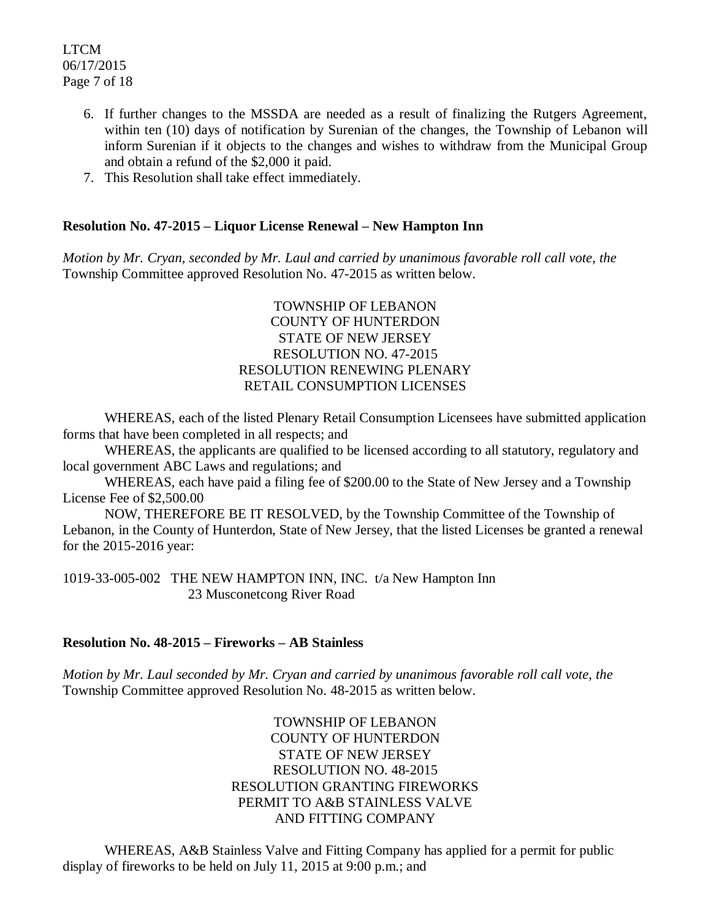6. If further changes to the MSSDA are needed as a result of finalizing the Rutgers Agreement, within ten (10) days of notification by Surenian of the changes, the Township of Lebanon will inform Surenian if it objects to the changes and wishes to withdraw from the Municipal Group and obtain a refund of the $2,000 it paid.
7. This Resolution shall take effect immediately.

**Resolution No. 47-2015 – Liquor License Renewal – New Hampton Inn**

*Motion by Mr. Cryan, seconded by Mr. Laul and carried by unanimous favorable roll call vote, the* Township Committee approved Resolution No. 47-2015 as written below.

TOWNSHIP OF LEBANON
COUNTY OF HUNTERDON
STATE OF NEW JERSEY
RESOLUTION NO. 47-2015
RESOLUTION RENEWING PLENARY
RETAIL CONSUMPTION LICENSES

WHEREAS, each of the listed Plenary Retail Consumption Licensees have submitted application forms that have been completed in all respects; and

WHEREAS, the applicants are qualified to be licensed according to all statutory, regulatory and local government ABC Laws and regulations; and

WHEREAS, each have paid a filing fee of $200.00 to the State of New Jersey and a Township License Fee of $2,500.00

NOW, THEREFORE BE IT RESOLVED, by the Township Committee of the Township of Lebanon, in the County of Hunterdon, State of New Jersey, that the listed Licenses be granted a renewal for the 2015-2016 year:

1019-33-005-002 THE NEW HAMPTON INN, INC. t/a New Hampton Inn
23 Musconetcong River Road

**Resolution No. 48-2015 – Fireworks – AB Stainless**

*Motion by Mr. Laul seconded by Mr. Cryan and carried by unanimous favorable roll call vote, the* Township Committee approved Resolution No. 48-2015 as written below.

TOWNSHIP OF LEBANON
COUNTY OF HUNTERDON
STATE OF NEW JERSEY
RESOLUTION NO. 48-2015
RESOLUTION GRANTING FIREWORKS
PERMIT TO A&B STAINLESS VALVE
AND FITTING COMPANY

WHEREAS, A&B Stainless Valve and Fitting Company has applied for a permit for public display of fireworks to be held on July 11, 2015 at 9:00 p.m.; and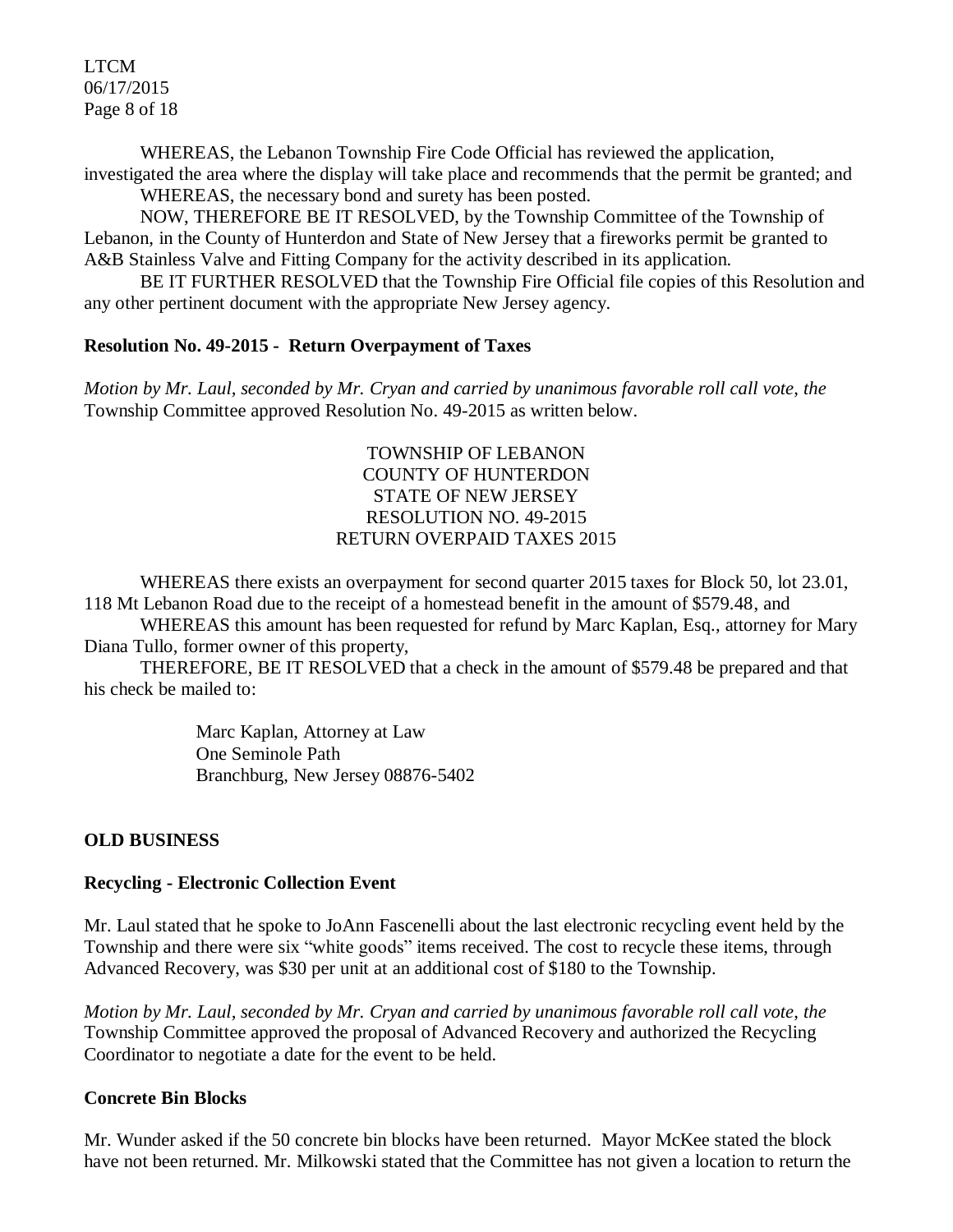WHEREAS, the Lebanon Township Fire Code Official has reviewed the application, investigated the area where the display will take place and recommends that the permit be granted; and

WHEREAS, the necessary bond and surety has been posted.

NOW, THEREFORE BE IT RESOLVED, by the Township Committee of the Township of Lebanon, in the County of Hunterdon and State of New Jersey that a fireworks permit be granted to A&B Stainless Valve and Fitting Company for the activity described in its application.

BE IT FURTHER RESOLVED that the Township Fire Official file copies of this Resolution and any other pertinent document with the appropriate New Jersey agency.

**Resolution No. 49-2015 - Return Overpayment of Taxes**

*Motion by Mr. Laul, seconded by Mr. Cryan and carried by unanimous favorable roll call vote, the* Township Committee approved Resolution No. 49-2015 as written below.

TOWNSHIP OF LEBANON
COUNTY OF HUNTERDON
STATE OF NEW JERSEY
RESOLUTION NO. 49-2015
RETURN OVERPAID TAXES 2015

WHEREAS there exists an overpayment for second quarter 2015 taxes for Block 50, lot 23.01, 118 Mt Lebanon Road due to the receipt of a homestead benefit in the amount of $579.48, and

WHEREAS this amount has been requested for refund by Marc Kaplan, Esq., attorney for Mary Diana Tullo, former owner of this property,

THEREFORE, BE IT RESOLVED that a check in the amount of $579.48 be prepared and that his check be mailed to:

Marc Kaplan, Attorney at Law
One Seminole Path
Branchburg, New Jersey 08876-5402

**OLD BUSINESS**

**Recycling - Electronic Collection Event**

Mr. Laul stated that he spoke to JoAnn Fascenelli about the last electronic recycling event held by the Township and there were six "white goods" items received. The cost to recycle these items, through Advanced Recovery, was $30 per unit at an additional cost of $180 to the Township.

*Motion by Mr. Laul, seconded by Mr. Cryan and carried by unanimous favorable roll call vote, the* Township Committee approved the proposal of Advanced Recovery and authorized the Recycling Coordinator to negotiate a date for the event to be held.

**Concrete Bin Blocks**

Mr. Wunder asked if the 50 concrete bin blocks have been returned. Mayor McKee stated the block have not been returned. Mr. Milkowski stated that the Committee has not given a location to return the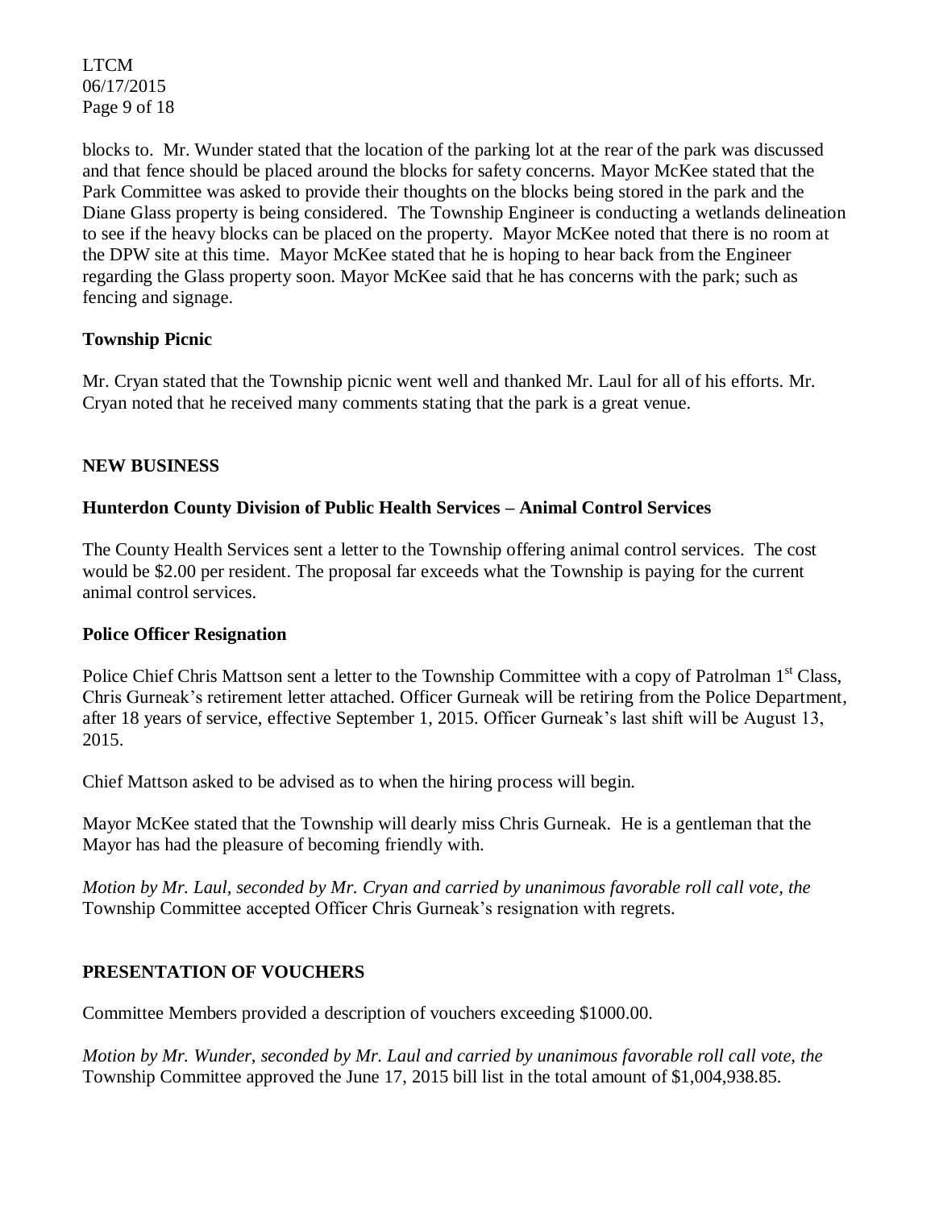blocks to. Mr. Wunder stated that the location of the parking lot at the rear of the park was discussed and that fence should be placed around the blocks for safety concerns. Mayor McKee stated that the Park Committee was asked to provide their thoughts on the blocks being stored in the park and the Diane Glass property is being considered. The Township Engineer is conducting a wetlands delineation to see if the heavy blocks can be placed on the property. Mayor McKee noted that there is no room at the DPW site at this time. Mayor McKee stated that he is hoping to hear back from the Engineer regarding the Glass property soon. Mayor McKee said that he has concerns with the park; such as fencing and signage.

**Township Picnic**

Mr. Cryan stated that the Township picnic went well and thanked Mr. Laul for all of his efforts. Mr. Cryan noted that he received many comments stating that the park is a great venue.

**NEW BUSINESS**

**Hunterdon County Division of Public Health Services – Animal Control Services**

The County Health Services sent a letter to the Township offering animal control services. The cost would be $2.00 per resident. The proposal far exceeds what the Township is paying for the current animal control services.

**Police Officer Resignation**

Police Chief Chris Mattson sent a letter to the Township Committee with a copy of Patrolman 1st Class, Chris Gurneak's retirement letter attached. Officer Gurneak will be retiring from the Police Department, after 18 years of service, effective September 1, 2015. Officer Gurneak's last shift will be August 13, 2015.

Chief Mattson asked to be advised as to when the hiring process will begin.

Mayor McKee stated that the Township will dearly miss Chris Gurneak. He is a gentleman that the Mayor has had the pleasure of becoming friendly with.

*Motion by Mr. Laul, seconded by Mr. Cryan and carried by unanimous favorable roll call vote, the* Township Committee accepted Officer Chris Gurneak's resignation with regrets.

**PRESENTATION OF VOUCHERS**

Committee Members provided a description of vouchers exceeding $1000.00.

*Motion by Mr. Wunder, seconded by Mr. Laul and carried by unanimous favorable roll call vote, the* Township Committee approved the June 17, 2015 bill list in the total amount of $1,004,938.85.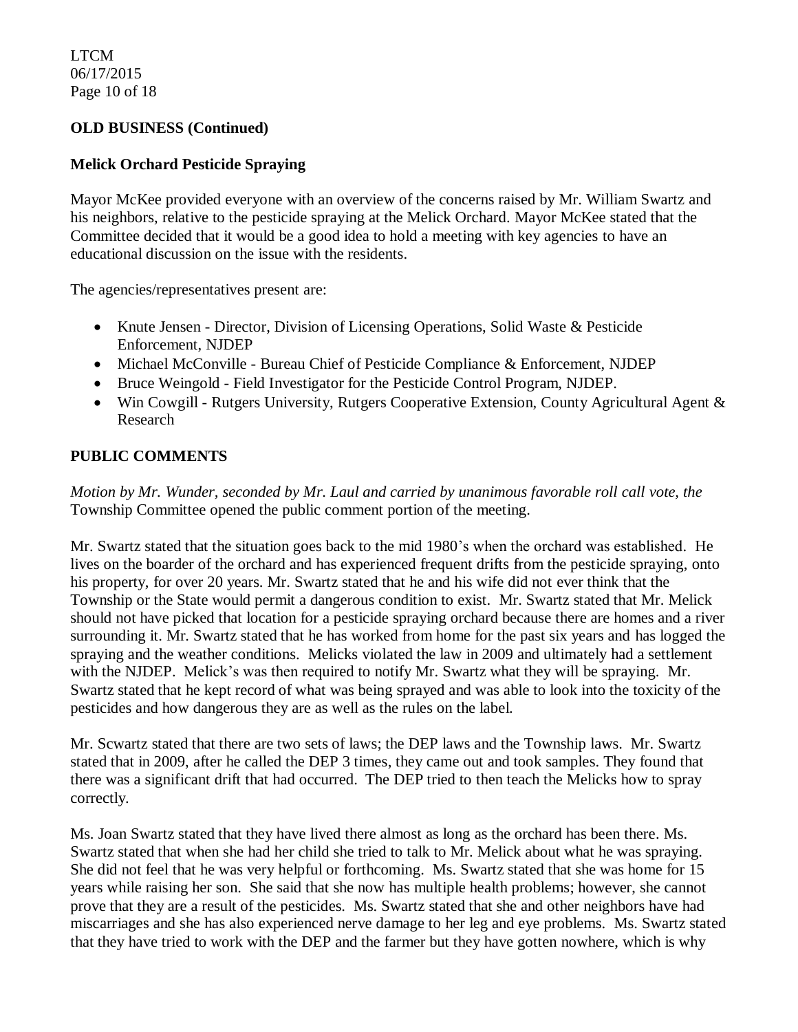**OLD BUSINESS (Continued)**

**Melick Orchard Pesticide Spraying**

Mayor McKee provided everyone with an overview of the concerns raised by Mr. William Swartz and his neighbors, relative to the pesticide spraying at the Melick Orchard. Mayor McKee stated that the Committee decided that it would be a good idea to hold a meeting with key agencies to have an educational discussion on the issue with the residents.

The agencies/representatives present are:

- Knute Jensen - Director, Division of Licensing Operations, Solid Waste & Pesticide Enforcement, NJDEP
- Michael McConville - Bureau Chief of Pesticide Compliance & Enforcement, NJDEP
- Bruce Weingold - Field Investigator for the Pesticide Control Program, NJDEP.
- Win Cowgill - Rutgers University, Rutgers Cooperative Extension, County Agricultural Agent & Research

**PUBLIC COMMENTS**

*Motion by Mr. Wunder, seconded by Mr. Laul and carried by unanimous favorable roll call vote, the* Township Committee opened the public comment portion of the meeting.

Mr. Swartz stated that the situation goes back to the mid 1980's when the orchard was established. He lives on the boarder of the orchard and has experienced frequent drifts from the pesticide spraying, onto his property, for over 20 years. Mr. Swartz stated that he and his wife did not ever think that the Township or the State would permit a dangerous condition to exist. Mr. Swartz stated that Mr. Melick should not have picked that location for a pesticide spraying orchard because there are homes and a river surrounding it. Mr. Swartz stated that he has worked from home for the past six years and has logged the spraying and the weather conditions. Melicks violated the law in 2009 and ultimately had a settlement with the NJDEP. Melick's was then required to notify Mr. Swartz what they will be spraying. Mr. Swartz stated that he kept record of what was being sprayed and was able to look into the toxicity of the pesticides and how dangerous they are as well as the rules on the label.

Mr. Scwartz stated that there are two sets of laws; the DEP laws and the Township laws. Mr. Swartz stated that in 2009, after he called the DEP 3 times, they came out and took samples. They found that there was a significant drift that had occurred. The DEP tried to then teach the Melicks how to spray correctly.

Ms. Joan Swartz stated that they have lived there almost as long as the orchard has been there. Ms. Swartz stated that when she had her child she tried to talk to Mr. Melick about what he was spraying. She did not feel that he was very helpful or forthcoming. Ms. Swartz stated that she was home for 15 years while raising her son. She said that she now has multiple health problems; however, she cannot prove that they are a result of the pesticides. Ms. Swartz stated that she and other neighbors have had miscarriages and she has also experienced nerve damage to her leg and eye problems. Ms. Swartz stated that they have tried to work with the DEP and the farmer but they have gotten nowhere, which is why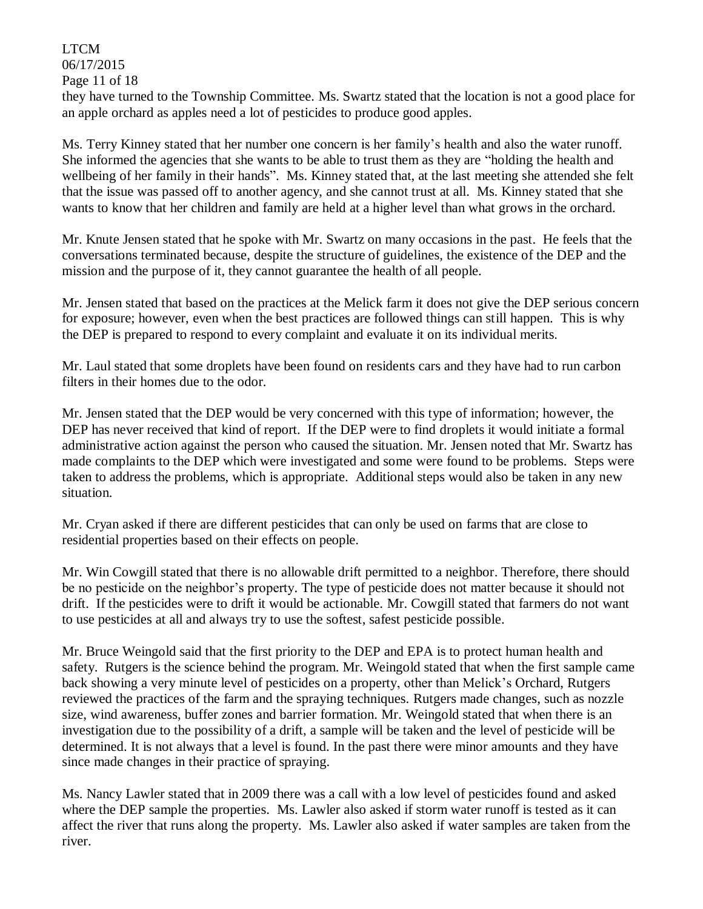they have turned to the Township Committee. Ms. Swartz stated that the location is not a good place for an apple orchard as apples need a lot of pesticides to produce good apples.

Ms. Terry Kinney stated that her number one concern is her family's health and also the water runoff. She informed the agencies that she wants to be able to trust them as they are "holding the health and wellbeing of her family in their hands". Ms. Kinney stated that, at the last meeting she attended she felt that the issue was passed off to another agency, and she cannot trust at all. Ms. Kinney stated that she wants to know that her children and family are held at a higher level than what grows in the orchard.

Mr. Knute Jensen stated that he spoke with Mr. Swartz on many occasions in the past. He feels that the conversations terminated because, despite the structure of guidelines, the existence of the DEP and the mission and the purpose of it, they cannot guarantee the health of all people.

Mr. Jensen stated that based on the practices at the Melick farm it does not give the DEP serious concern for exposure; however, even when the best practices are followed things can still happen. This is why the DEP is prepared to respond to every complaint and evaluate it on its individual merits.

Mr. Laul stated that some droplets have been found on residents cars and they have had to run carbon filters in their homes due to the odor.

Mr. Jensen stated that the DEP would be very concerned with this type of information; however, the DEP has never received that kind of report. If the DEP were to find droplets it would initiate a formal administrative action against the person who caused the situation. Mr. Jensen noted that Mr. Swartz has made complaints to the DEP which were investigated and some were found to be problems. Steps were taken to address the problems, which is appropriate. Additional steps would also be taken in any new situation.

Mr. Cryan asked if there are different pesticides that can only be used on farms that are close to residential properties based on their effects on people.

Mr. Win Cowgill stated that there is no allowable drift permitted to a neighbor. Therefore, there should be no pesticide on the neighbor's property. The type of pesticide does not matter because it should not drift. If the pesticides were to drift it would be actionable. Mr. Cowgill stated that farmers do not want to use pesticides at all and always try to use the softest, safest pesticide possible.

Mr. Bruce Weingold said that the first priority to the DEP and EPA is to protect human health and safety. Rutgers is the science behind the program. Mr. Weingold stated that when the first sample came back showing a very minute level of pesticides on a property, other than Melick's Orchard, Rutgers reviewed the practices of the farm and the spraying techniques. Rutgers made changes, such as nozzle size, wind awareness, buffer zones and barrier formation. Mr. Weingold stated that when there is an investigation due to the possibility of a drift, a sample will be taken and the level of pesticide will be determined. It is not always that a level is found. In the past there were minor amounts and they have since made changes in their practice of spraying.

Ms. Nancy Lawler stated that in 2009 there was a call with a low level of pesticides found and asked where the DEP sample the properties. Ms. Lawler also asked if storm water runoff is tested as it can affect the river that runs along the property. Ms. Lawler also asked if water samples are taken from the river.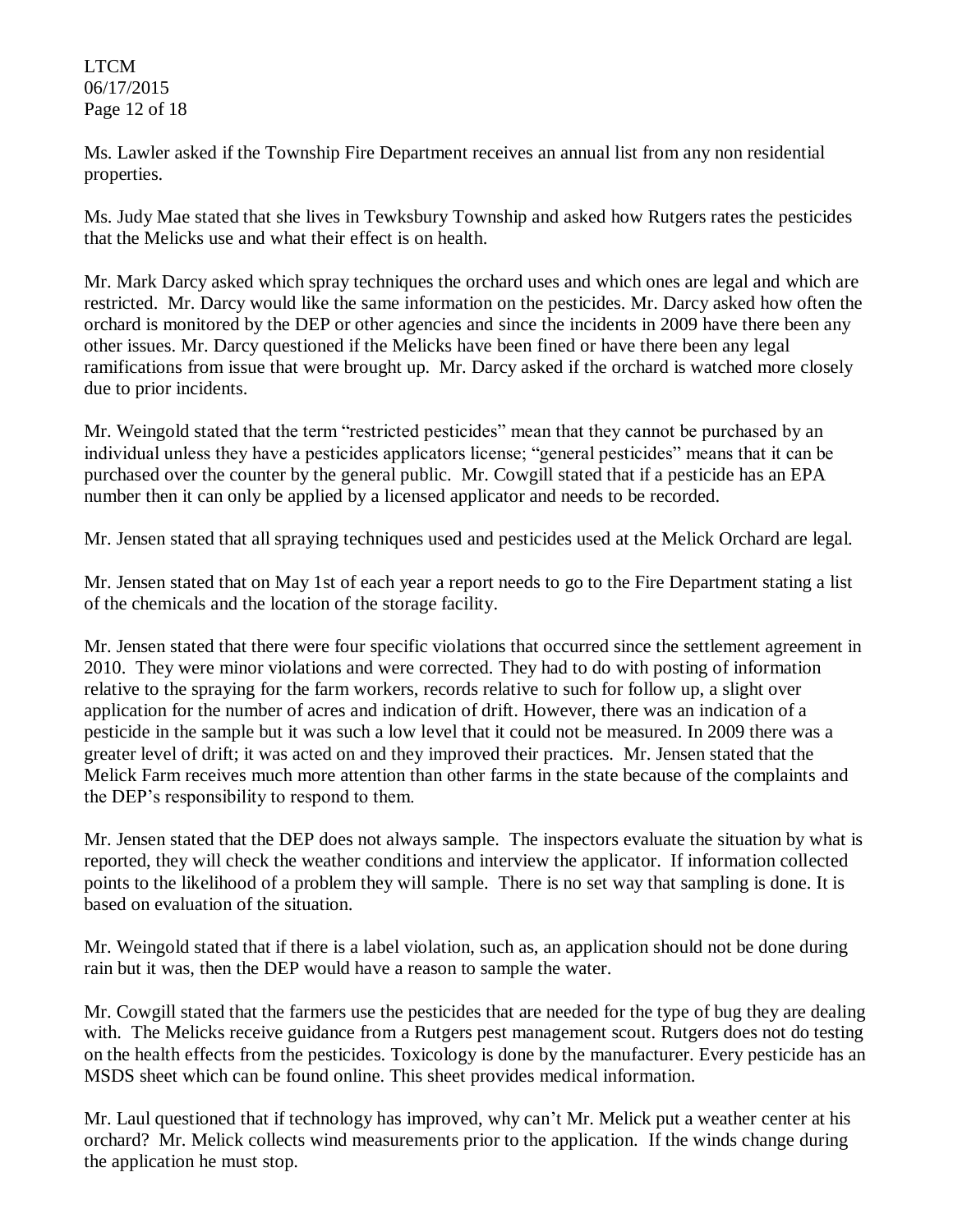Ms. Lawler asked if the Township Fire Department receives an annual list from any non residential properties.

Ms. Judy Mae stated that she lives in Tewksbury Township and asked how Rutgers rates the pesticides that the Melicks use and what their effect is on health.

Mr. Mark Darcy asked which spray techniques the orchard uses and which ones are legal and which are restricted. Mr. Darcy would like the same information on the pesticides. Mr. Darcy asked how often the orchard is monitored by the DEP or other agencies and since the incidents in 2009 have there been any other issues. Mr. Darcy questioned if the Melicks have been fined or have there been any legal ramifications from issue that were brought up. Mr. Darcy asked if the orchard is watched more closely due to prior incidents.

Mr. Weingold stated that the term "restricted pesticides" mean that they cannot be purchased by an individual unless they have a pesticides applicators license; "general pesticides" means that it can be purchased over the counter by the general public. Mr. Cowgill stated that if a pesticide has an EPA number then it can only be applied by a licensed applicator and needs to be recorded.

Mr. Jensen stated that all spraying techniques used and pesticides used at the Melick Orchard are legal.

Mr. Jensen stated that on May 1st of each year a report needs to go to the Fire Department stating a list of the chemicals and the location of the storage facility.

Mr. Jensen stated that there were four specific violations that occurred since the settlement agreement in 2010. They were minor violations and were corrected. They had to do with posting of information relative to the spraying for the farm workers, records relative to such for follow up, a slight over application for the number of acres and indication of drift. However, there was an indication of a pesticide in the sample but it was such a low level that it could not be measured. In 2009 there was a greater level of drift; it was acted on and they improved their practices. Mr. Jensen stated that the Melick Farm receives much more attention than other farms in the state because of the complaints and the DEP's responsibility to respond to them.

Mr. Jensen stated that the DEP does not always sample. The inspectors evaluate the situation by what is reported, they will check the weather conditions and interview the applicator. If information collected points to the likelihood of a problem they will sample. There is no set way that sampling is done. It is based on evaluation of the situation.

Mr. Weingold stated that if there is a label violation, such as, an application should not be done during rain but it was, then the DEP would have a reason to sample the water.

Mr. Cowgill stated that the farmers use the pesticides that are needed for the type of bug they are dealing with. The Melicks receive guidance from a Rutgers pest management scout. Rutgers does not do testing on the health effects from the pesticides. Toxicology is done by the manufacturer. Every pesticide has an MSDS sheet which can be found online. This sheet provides medical information.

Mr. Laul questioned that if technology has improved, why can't Mr. Melick put a weather center at his orchard? Mr. Melick collects wind measurements prior to the application. If the winds change during the application he must stop.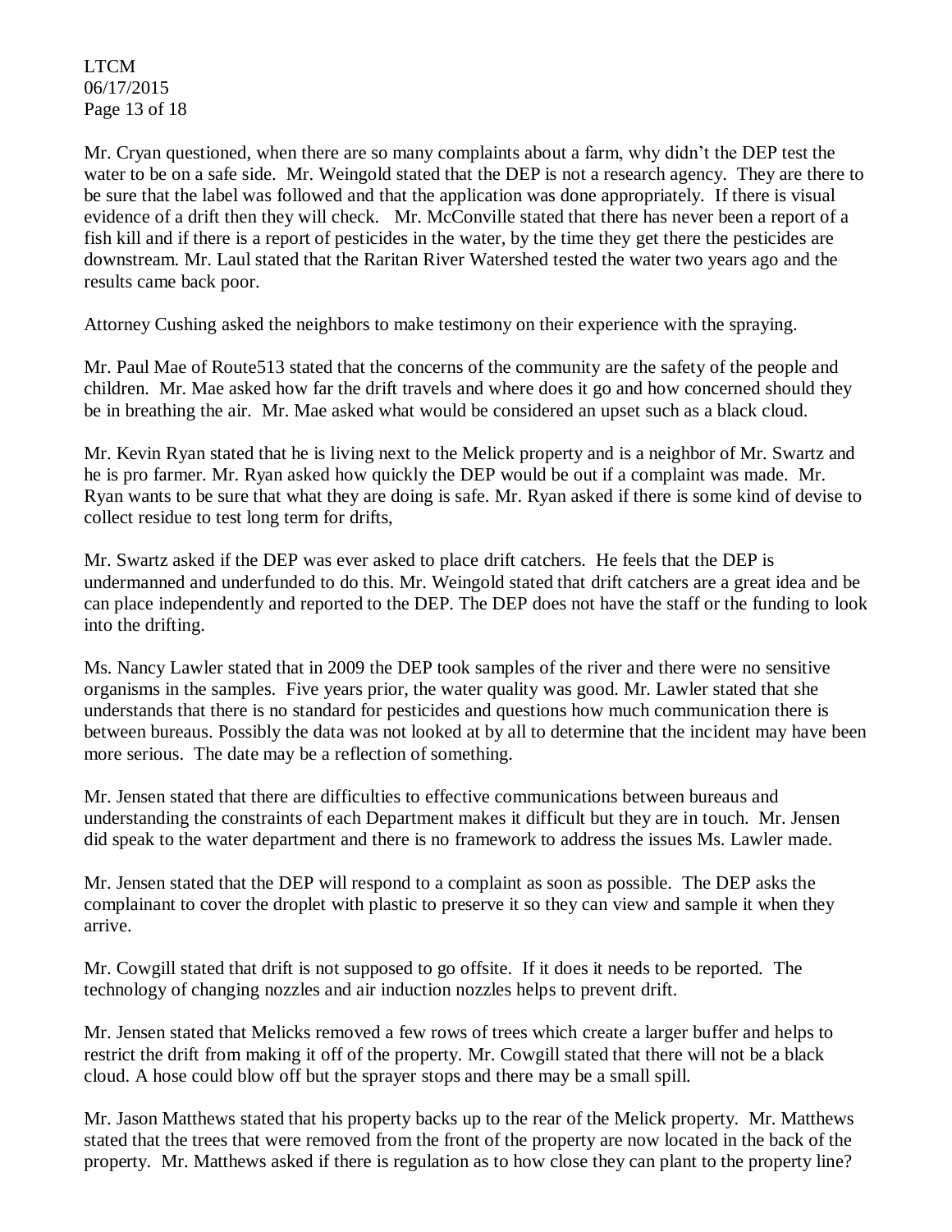Mr. Cryan questioned, when there are so many complaints about a farm, why didn't the DEP test the water to be on a safe side. Mr. Weingold stated that the DEP is not a research agency. They are there to be sure that the label was followed and that the application was done appropriately. If there is visual evidence of a drift then they will check. Mr. McConville stated that there has never been a report of a fish kill and if there is a report of pesticides in the water, by the time they get there the pesticides are downstream. Mr. Laul stated that the Raritan River Watershed tested the water two years ago and the results came back poor.

Attorney Cushing asked the neighbors to make testimony on their experience with the spraying.

Mr. Paul Mae of Route513 stated that the concerns of the community are the safety of the people and children. Mr. Mae asked how far the drift travels and where does it go and how concerned should they be in breathing the air. Mr. Mae asked what would be considered an upset such as a black cloud.

Mr. Kevin Ryan stated that he is living next to the Melick property and is a neighbor of Mr. Swartz and he is pro farmer. Mr. Ryan asked how quickly the DEP would be out if a complaint was made. Mr. Ryan wants to be sure that what they are doing is safe. Mr. Ryan asked if there is some kind of devise to collect residue to test long term for drifts,

Mr. Swartz asked if the DEP was ever asked to place drift catchers. He feels that the DEP is undermanned and underfunded to do this. Mr. Weingold stated that drift catchers are a great idea and be can place independently and reported to the DEP. The DEP does not have the staff or the funding to look into the drifting.

Ms. Nancy Lawler stated that in 2009 the DEP took samples of the river and there were no sensitive organisms in the samples. Five years prior, the water quality was good. Mr. Lawler stated that she understands that there is no standard for pesticides and questions how much communication there is between bureaus. Possibly the data was not looked at by all to determine that the incident may have been more serious. The date may be a reflection of something.

Mr. Jensen stated that there are difficulties to effective communications between bureaus and understanding the constraints of each Department makes it difficult but they are in touch. Mr. Jensen did speak to the water department and there is no framework to address the issues Ms. Lawler made.

Mr. Jensen stated that the DEP will respond to a complaint as soon as possible. The DEP asks the complainant to cover the droplet with plastic to preserve it so they can view and sample it when they arrive.

Mr. Cowgill stated that drift is not supposed to go offsite. If it does it needs to be reported. The technology of changing nozzles and air induction nozzles helps to prevent drift.

Mr. Jensen stated that Melicks removed a few rows of trees which create a larger buffer and helps to restrict the drift from making it off of the property. Mr. Cowgill stated that there will not be a black cloud. A hose could blow off but the sprayer stops and there may be a small spill.

Mr. Jason Matthews stated that his property backs up to the rear of the Melick property. Mr. Matthews stated that the trees that were removed from the front of the property are now located in the back of the property. Mr. Matthews asked if there is regulation as to how close they can plant to the property line?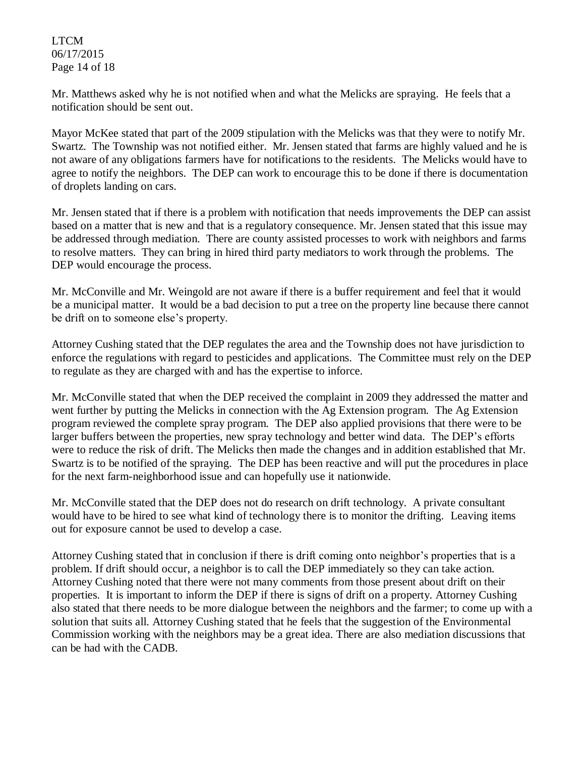Mr. Matthews asked why he is not notified when and what the Melicks are spraying. He feels that a notification should be sent out.

Mayor McKee stated that part of the 2009 stipulation with the Melicks was that they were to notify Mr. Swartz. The Township was not notified either. Mr. Jensen stated that farms are highly valued and he is not aware of any obligations farmers have for notifications to the residents. The Melicks would have to agree to notify the neighbors. The DEP can work to encourage this to be done if there is documentation of droplets landing on cars.

Mr. Jensen stated that if there is a problem with notification that needs improvements the DEP can assist based on a matter that is new and that is a regulatory consequence. Mr. Jensen stated that this issue may be addressed through mediation. There are county assisted processes to work with neighbors and farms to resolve matters. They can bring in hired third party mediators to work through the problems. The DEP would encourage the process.

Mr. McConville and Mr. Weingold are not aware if there is a buffer requirement and feel that it would be a municipal matter. It would be a bad decision to put a tree on the property line because there cannot be drift on to someone else's property.

Attorney Cushing stated that the DEP regulates the area and the Township does not have jurisdiction to enforce the regulations with regard to pesticides and applications. The Committee must rely on the DEP to regulate as they are charged with and has the expertise to inforce.

Mr. McConville stated that when the DEP received the complaint in 2009 they addressed the matter and went further by putting the Melicks in connection with the Ag Extension program. The Ag Extension program reviewed the complete spray program. The DEP also applied provisions that there were to be larger buffers between the properties, new spray technology and better wind data. The DEP's efforts were to reduce the risk of drift. The Melicks then made the changes and in addition established that Mr. Swartz is to be notified of the spraying. The DEP has been reactive and will put the procedures in place for the next farm-neighborhood issue and can hopefully use it nationwide.

Mr. McConville stated that the DEP does not do research on drift technology. A private consultant would have to be hired to see what kind of technology there is to monitor the drifting. Leaving items out for exposure cannot be used to develop a case.

Attorney Cushing stated that in conclusion if there is drift coming onto neighbor's properties that is a problem. If drift should occur, a neighbor is to call the DEP immediately so they can take action. Attorney Cushing noted that there were not many comments from those present about drift on their properties. It is important to inform the DEP if there is signs of drift on a property. Attorney Cushing also stated that there needs to be more dialogue between the neighbors and the farmer; to come up with a solution that suits all. Attorney Cushing stated that he feels that the suggestion of the Environmental Commission working with the neighbors may be a great idea. There are also mediation discussions that can be had with the CADB.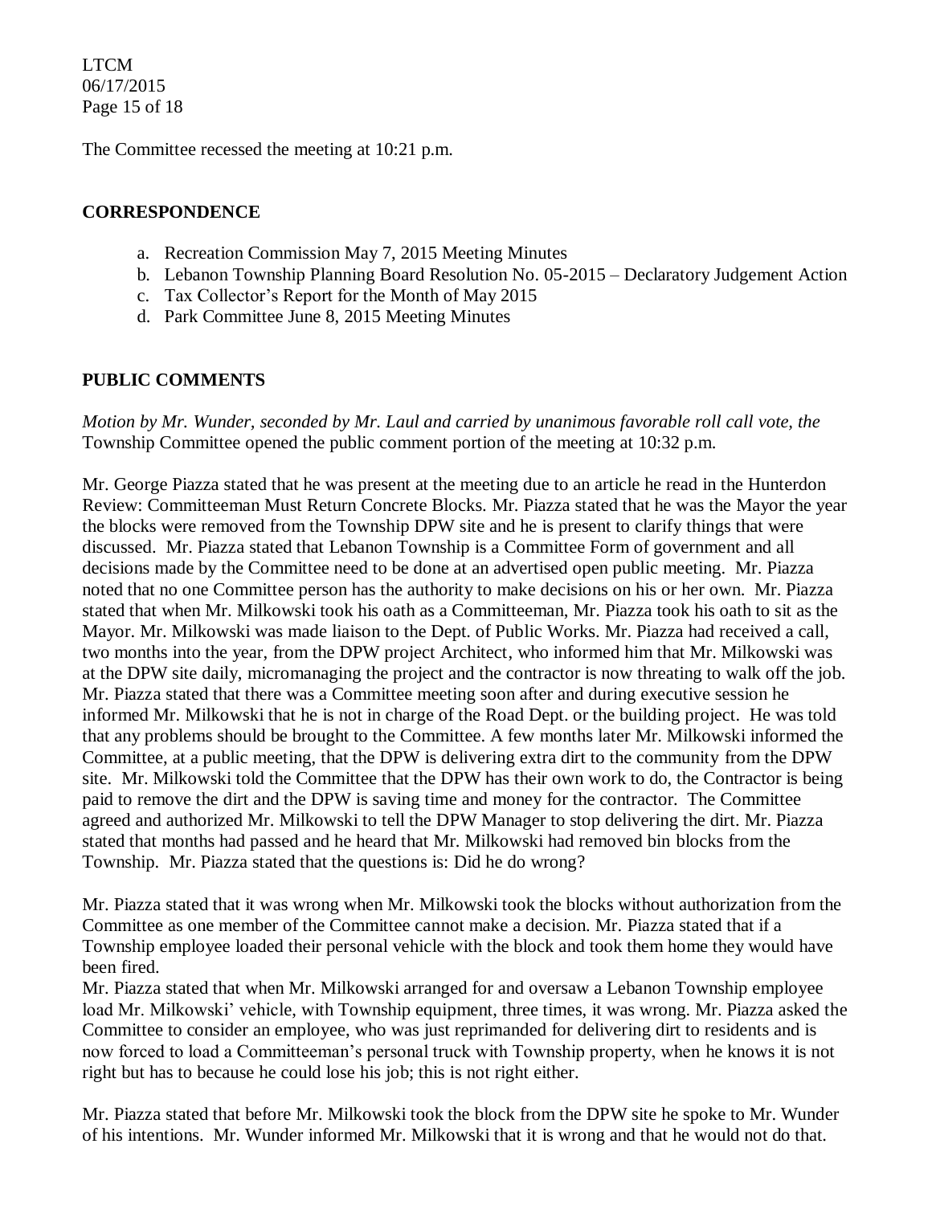The Committee recessed the meeting at 10:21 p.m.

## CORRESPONDENCE

a. Recreation Commission May 7, 2015 Meeting Minutes
b. Lebanon Township Planning Board Resolution No. 05-2015 – Declaratory Judgement Action
c. Tax Collector's Report for the Month of May 2015
d. Park Committee June 8, 2015 Meeting Minutes

## PUBLIC COMMENTS

*Motion by Mr. Wunder, seconded by Mr. Laul and carried by unanimous favorable roll call vote, the* Township Committee opened the public comment portion of the meeting at 10:32 p.m.

Mr. George Piazza stated that he was present at the meeting due to an article he read in the Hunterdon Review: Committeeman Must Return Concrete Blocks. Mr. Piazza stated that he was the Mayor the year the blocks were removed from the Township DPW site and he is present to clarify things that were discussed. Mr. Piazza stated that Lebanon Township is a Committee Form of government and all decisions made by the Committee need to be done at an advertised open public meeting. Mr. Piazza noted that no one Committee person has the authority to make decisions on his or her own. Mr. Piazza stated that when Mr. Milkowski took his oath as a Committeeman, Mr. Piazza took his oath to sit as the Mayor. Mr. Milkowski was made liaison to the Dept. of Public Works. Mr. Piazza had received a call, two months into the year, from the DPW project Architect, who informed him that Mr. Milkowski was at the DPW site daily, micromanaging the project and the contractor is now threating to walk off the job. Mr. Piazza stated that there was a Committee meeting soon after and during executive session he informed Mr. Milkowski that he is not in charge of the Road Dept. or the building project. He was told that any problems should be brought to the Committee. A few months later Mr. Milkowski informed the Committee, at a public meeting, that the DPW is delivering extra dirt to the community from the DPW site. Mr. Milkowski told the Committee that the DPW has their own work to do, the Contractor is being paid to remove the dirt and the DPW is saving time and money for the contractor. The Committee agreed and authorized Mr. Milkowski to tell the DPW Manager to stop delivering the dirt. Mr. Piazza stated that months had passed and he heard that Mr. Milkowski had removed bin blocks from the Township. Mr. Piazza stated that the questions is: Did he do wrong?

Mr. Piazza stated that it was wrong when Mr. Milkowski took the blocks without authorization from the Committee as one member of the Committee cannot make a decision. Mr. Piazza stated that if a Township employee loaded their personal vehicle with the block and took them home they would have been fired.

Mr. Piazza stated that when Mr. Milkowski arranged for and oversaw a Lebanon Township employee load Mr. Milkowski' vehicle, with Township equipment, three times, it was wrong. Mr. Piazza asked the Committee to consider an employee, who was just reprimanded for delivering dirt to residents and is now forced to load a Committeeman's personal truck with Township property, when he knows it is not right but has to because he could lose his job; this is not right either.

Mr. Piazza stated that before Mr. Milkowski took the block from the DPW site he spoke to Mr. Wunder of his intentions. Mr. Wunder informed Mr. Milkowski that it is wrong and that he would not do that.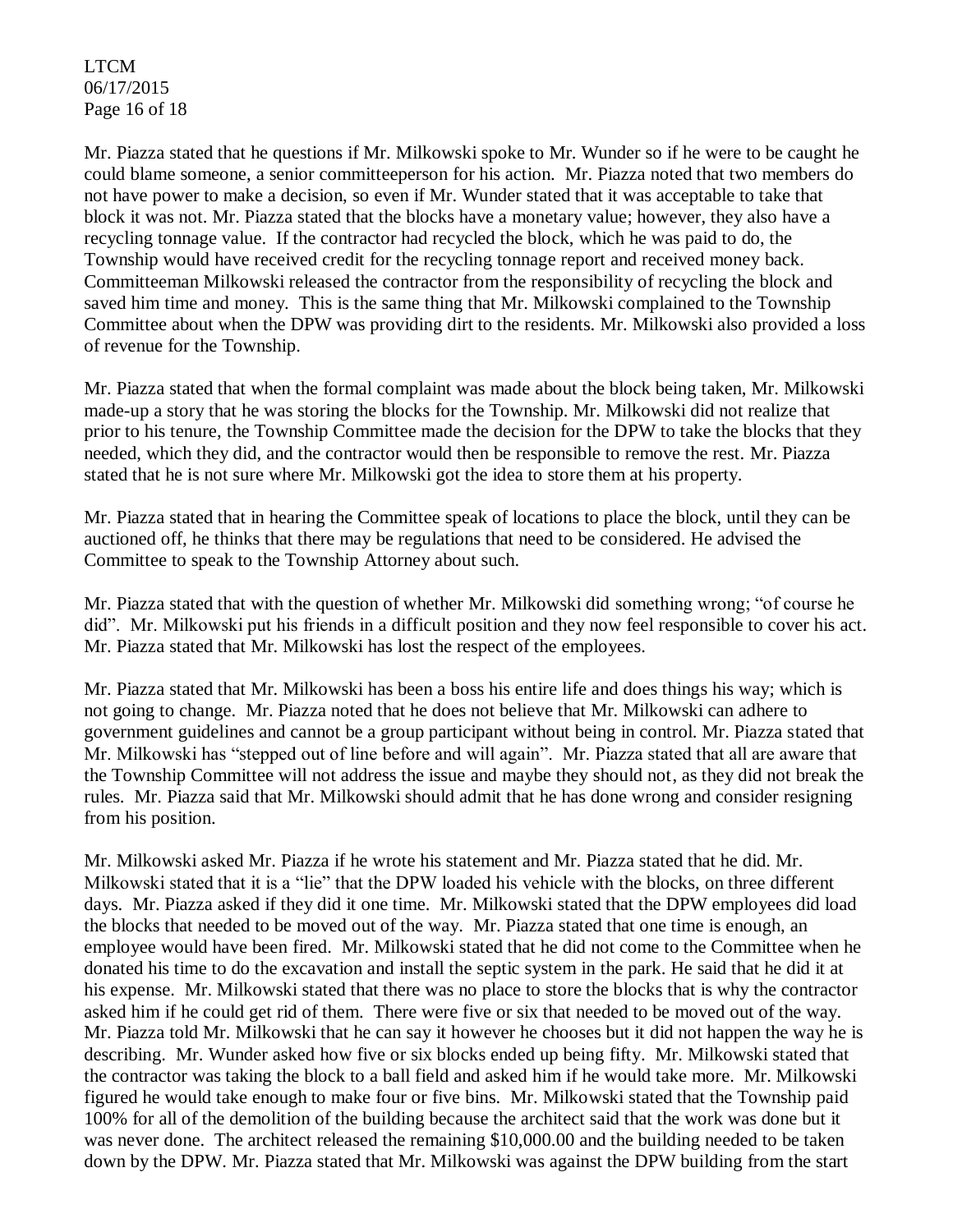Mr. Piazza stated that he questions if Mr. Milkowski spoke to Mr. Wunder so if he were to be caught he could blame someone, a senior committeeperson for his action. Mr. Piazza noted that two members do not have power to make a decision, so even if Mr. Wunder stated that it was acceptable to take that block it was not. Mr. Piazza stated that the blocks have a monetary value; however, they also have a recycling tonnage value. If the contractor had recycled the block, which he was paid to do, the Township would have received credit for the recycling tonnage report and received money back. Committeeman Milkowski released the contractor from the responsibility of recycling the block and saved him time and money. This is the same thing that Mr. Milkowski complained to the Township Committee about when the DPW was providing dirt to the residents. Mr. Milkowski also provided a loss of revenue for the Township.

Mr. Piazza stated that when the formal complaint was made about the block being taken, Mr. Milkowski made-up a story that he was storing the blocks for the Township. Mr. Milkowski did not realize that prior to his tenure, the Township Committee made the decision for the DPW to take the blocks that they needed, which they did, and the contractor would then be responsible to remove the rest. Mr. Piazza stated that he is not sure where Mr. Milkowski got the idea to store them at his property.

Mr. Piazza stated that in hearing the Committee speak of locations to place the block, until they can be auctioned off, he thinks that there may be regulations that need to be considered. He advised the Committee to speak to the Township Attorney about such.

Mr. Piazza stated that with the question of whether Mr. Milkowski did something wrong; "of course he did". Mr. Milkowski put his friends in a difficult position and they now feel responsible to cover his act. Mr. Piazza stated that Mr. Milkowski has lost the respect of the employees.

Mr. Piazza stated that Mr. Milkowski has been a boss his entire life and does things his way; which is not going to change. Mr. Piazza noted that he does not believe that Mr. Milkowski can adhere to government guidelines and cannot be a group participant without being in control. Mr. Piazza stated that Mr. Milkowski has "stepped out of line before and will again". Mr. Piazza stated that all are aware that the Township Committee will not address the issue and maybe they should not, as they did not break the rules. Mr. Piazza said that Mr. Milkowski should admit that he has done wrong and consider resigning from his position.

Mr. Milkowski asked Mr. Piazza if he wrote his statement and Mr. Piazza stated that he did. Mr. Milkowski stated that it is a "lie" that the DPW loaded his vehicle with the blocks, on three different days. Mr. Piazza asked if they did it one time. Mr. Milkowski stated that the DPW employees did load the blocks that needed to be moved out of the way. Mr. Piazza stated that one time is enough, an employee would have been fired. Mr. Milkowski stated that he did not come to the Committee when he donated his time to do the excavation and install the septic system in the park. He said that he did it at his expense. Mr. Milkowski stated that there was no place to store the blocks that is why the contractor asked him if he could get rid of them. There were five or six that needed to be moved out of the way. Mr. Piazza told Mr. Milkowski that he can say it however he chooses but it did not happen the way he is describing. Mr. Wunder asked how five or six blocks ended up being fifty. Mr. Milkowski stated that the contractor was taking the block to a ball field and asked him if he would take more. Mr. Milkowski figured he would take enough to make four or five bins. Mr. Milkowski stated that the Township paid 100% for all of the demolition of the building because the architect said that the work was done but it was never done. The architect released the remaining $10,000.00 and the building needed to be taken down by the DPW. Mr. Piazza stated that Mr. Milkowski was against the DPW building from the start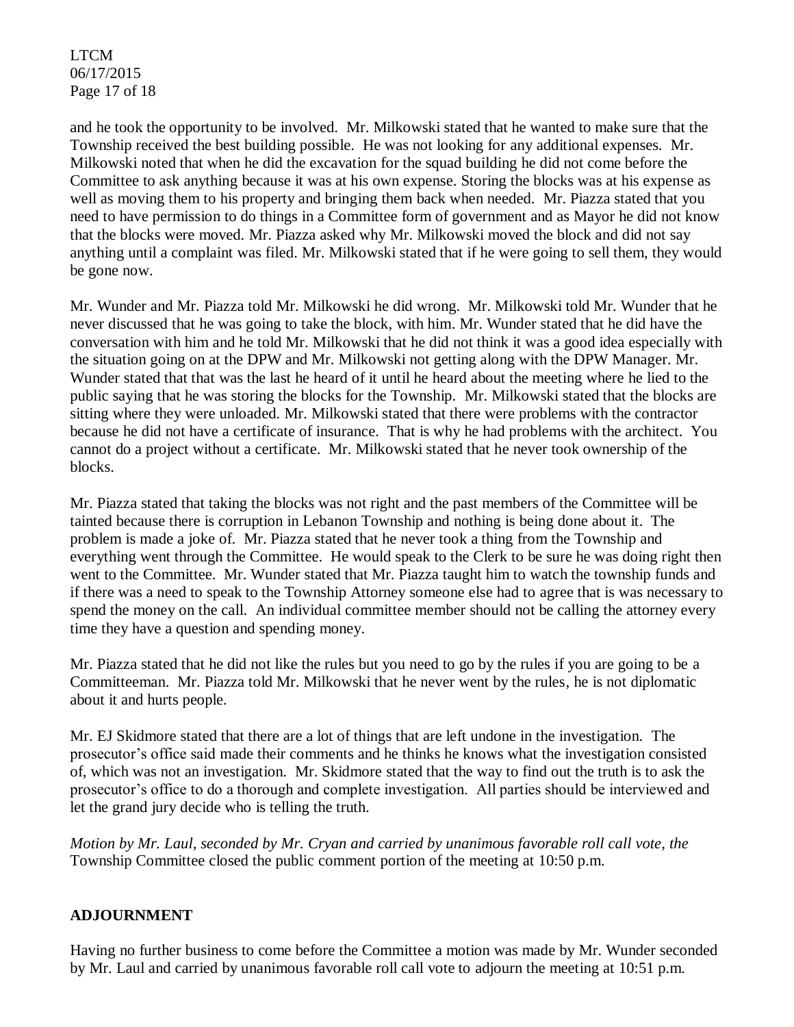and he took the opportunity to be involved. Mr. Milkowski stated that he wanted to make sure that the Township received the best building possible. He was not looking for any additional expenses. Mr. Milkowski noted that when he did the excavation for the squad building he did not come before the Committee to ask anything because it was at his own expense. Storing the blocks was at his expense as well as moving them to his property and bringing them back when needed. Mr. Piazza stated that you need to have permission to do things in a Committee form of government and as Mayor he did not know that the blocks were moved. Mr. Piazza asked why Mr. Milkowski moved the block and did not say anything until a complaint was filed. Mr. Milkowski stated that if he were going to sell them, they would be gone now.

Mr. Wunder and Mr. Piazza told Mr. Milkowski he did wrong. Mr. Milkowski told Mr. Wunder that he never discussed that he was going to take the block, with him. Mr. Wunder stated that he did have the conversation with him and he told Mr. Milkowski that he did not think it was a good idea especially with the situation going on at the DPW and Mr. Milkowski not getting along with the DPW Manager. Mr. Wunder stated that that was the last he heard of it until he heard about the meeting where he lied to the public saying that he was storing the blocks for the Township. Mr. Milkowski stated that the blocks are sitting where they were unloaded. Mr. Milkowski stated that there were problems with the contractor because he did not have a certificate of insurance. That is why he had problems with the architect. You cannot do a project without a certificate. Mr. Milkowski stated that he never took ownership of the blocks.

Mr. Piazza stated that taking the blocks was not right and the past members of the Committee will be tainted because there is corruption in Lebanon Township and nothing is being done about it. The problem is made a joke of. Mr. Piazza stated that he never took a thing from the Township and everything went through the Committee. He would speak to the Clerk to be sure he was doing right then went to the Committee. Mr. Wunder stated that Mr. Piazza taught him to watch the township funds and if there was a need to speak to the Township Attorney someone else had to agree that is was necessary to spend the money on the call. An individual committee member should not be calling the attorney every time they have a question and spending money.

Mr. Piazza stated that he did not like the rules but you need to go by the rules if you are going to be a Committeeman. Mr. Piazza told Mr. Milkowski that he never went by the rules, he is not diplomatic about it and hurts people.

Mr. EJ Skidmore stated that there are a lot of things that are left undone in the investigation. The prosecutor's office said made their comments and he thinks he knows what the investigation consisted of, which was not an investigation. Mr. Skidmore stated that the way to find out the truth is to ask the prosecutor's office to do a thorough and complete investigation. All parties should be interviewed and let the grand jury decide who is telling the truth.

*Motion by Mr. Laul, seconded by Mr. Cryan and carried by unanimous favorable roll call vote, the* Township Committee closed the public comment portion of the meeting at 10:50 p.m.

## ADJOURNMENT

Having no further business to come before the Committee a motion was made by Mr. Wunder seconded by Mr. Laul and carried by unanimous favorable roll call vote to adjourn the meeting at 10:51 p.m.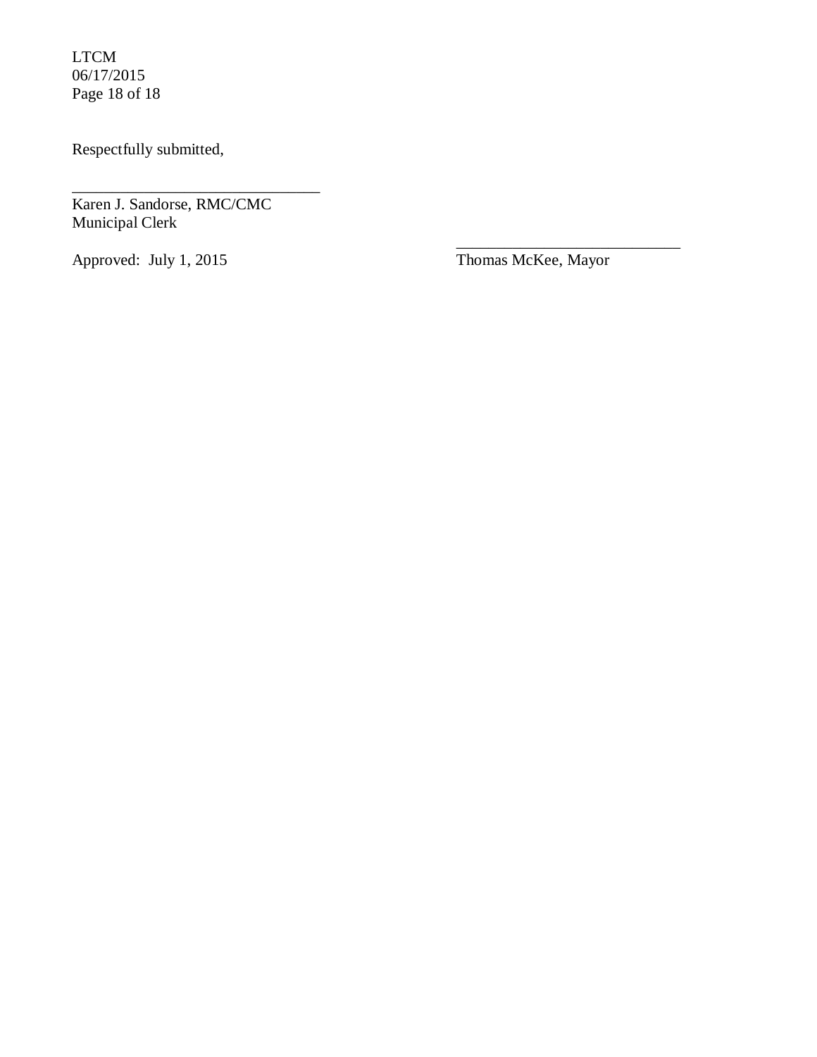Respectfully submitted,

_______________________________
Karen J. Sandorse, RMC/CMC
Municipal Clerk

Approved: July 1, 2015

_____________________________
Thomas McKee, Mayor